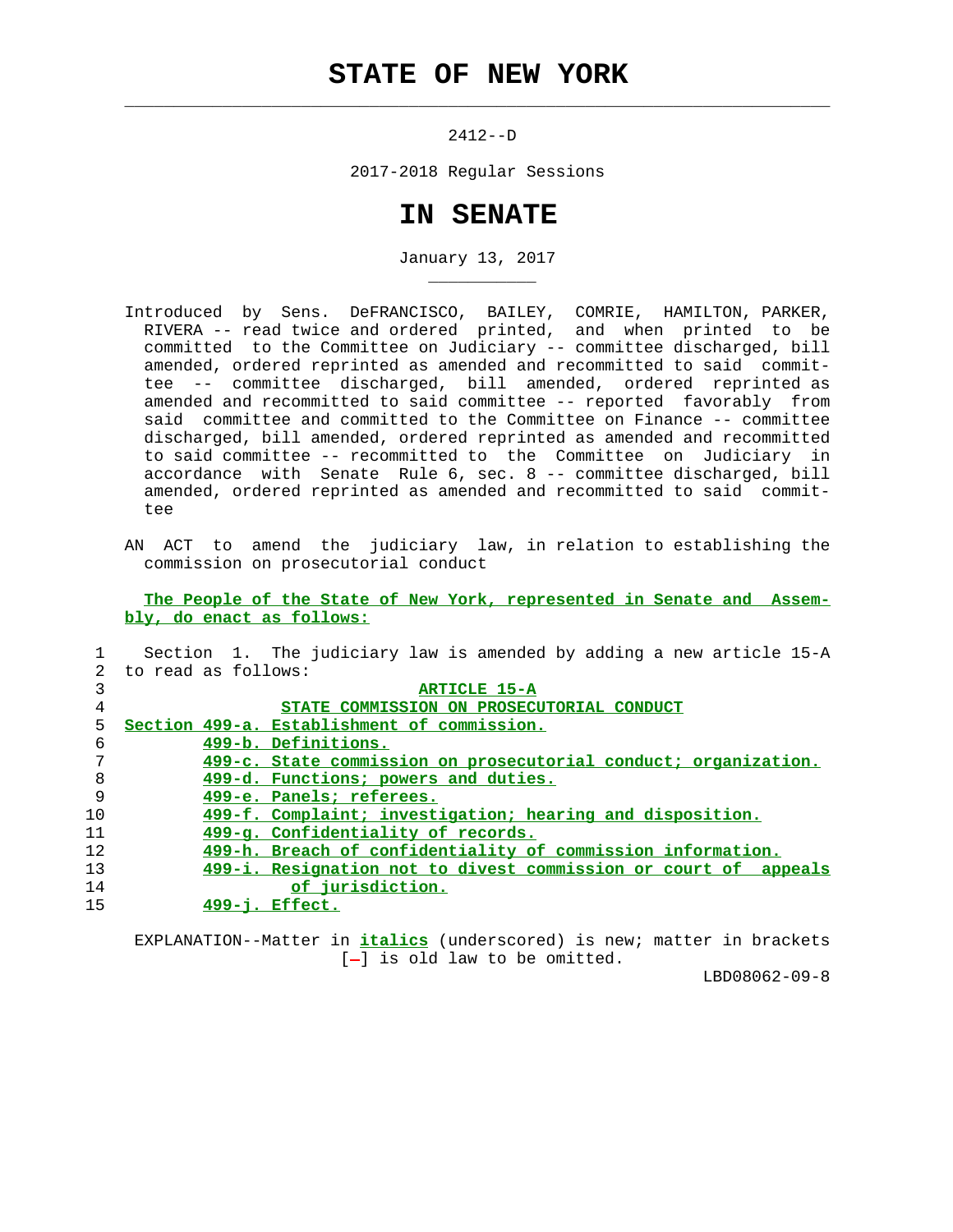# STATE OF NEW YORK

2412--D

2017-2018 Regular Sessions

# IN SENATE

January 13, 2017

Introduced by Sens. DeFRANCISCO, BAILEY, COMRIE, HAMILTON, PARKER, RIVERA -- read twice and ordered printed, and when printed to be committed to the Committee on Judiciary -- committee discharged, bill amended, ordered reprinted as amended and recommitted to said committee -- committee discharged, bill amended, ordered reprinted as amended and recommitted to said committee -- reported favorably from said committee and committed to the Committee on Finance -- committee discharged, bill amended, ordered reprinted as amended and recommitted to said committee -- recommitted to the Committee on Judiciary in accordance with Senate Rule 6, sec. 8 -- committee discharged, bill amended, ordered reprinted as amended and recommitted to said committee

AN ACT to amend the judiciary law, in relation to establishing the commission on prosecutorial conduct

**The People of the State of New York, represented in Senate and Assembly, do enact as follows:**

1 Section 1. The judiciary law is amended by adding a new article 15-A
2 to read as follows:
3 ARTICLE 15-A
4 STATE COMMISSION ON PROSECUTORIAL CONDUCT
5 Section 499-a. Establishment of commission.
6 499-b. Definitions.
7 499-c. State commission on prosecutorial conduct; organization.
8 499-d. Functions; powers and duties.
9 499-e. Panels; referees.
10 499-f. Complaint; investigation; hearing and disposition.
11 499-g. Confidentiality of records.
12 499-h. Breach of confidentiality of commission information.
13 499-i. Resignation not to divest commission or court of appeals
14 of jurisdiction.
15 499-j. Effect.

EXPLANATION--Matter in *italics* (underscored) is new; matter in brackets [-] is old law to be omitted.

LBD08062-09-8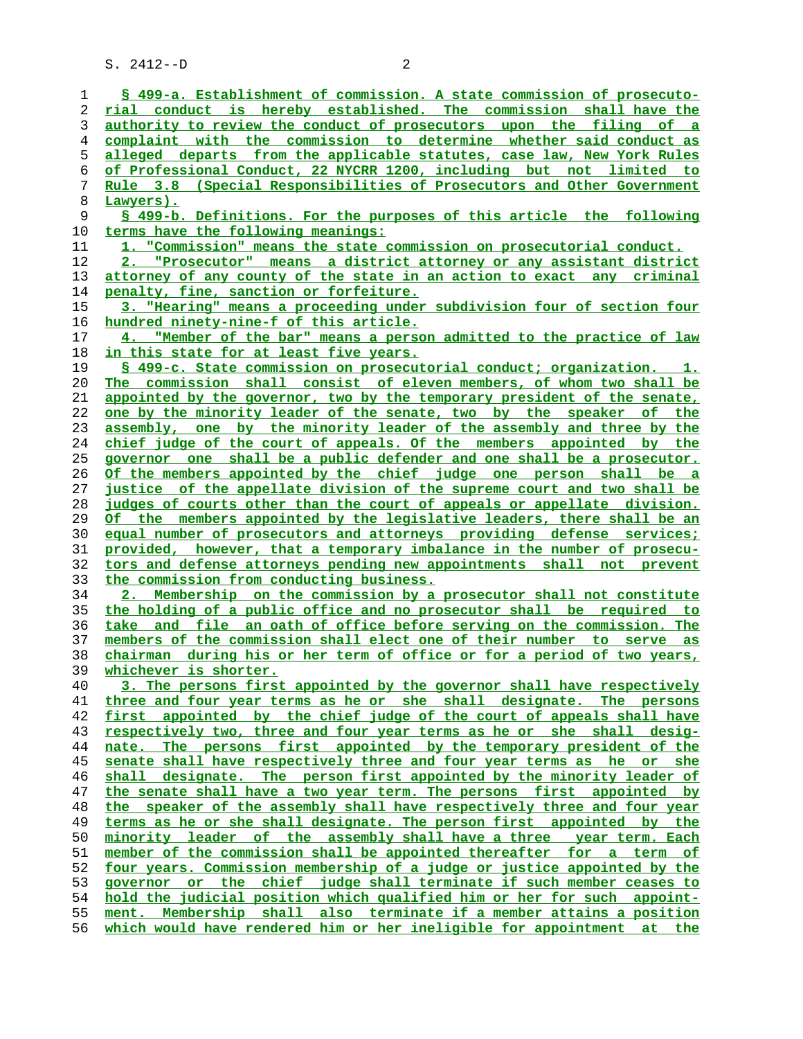§ 499-a. Establishment of commission. A state commission of prosecutorial conduct is hereby established. The commission shall have the authority to review the conduct of prosecutors upon the filing of a complaint with the commission to determine whether said conduct as alleged departs from the applicable statutes, case law, New York Rules of Professional Conduct, 22 NYCRR 1200, including but not limited to Rule 3.8 (Special Responsibilities of Prosecutors and Other Government Lawyers).

§ 499-b. Definitions. For the purposes of this article the following terms have the following meanings:

1. "Commission" means the state commission on prosecutorial conduct.

2. "Prosecutor" means a district attorney or any assistant district attorney of any county of the state in an action to exact any criminal penalty, fine, sanction or forfeiture.

3. "Hearing" means a proceeding under subdivision four of section four hundred ninety-nine-f of this article.

4. "Member of the bar" means a person admitted to the practice of law in this state for at least five years.

§ 499-c. State commission on prosecutorial conduct; organization. 1. The commission shall consist of eleven members, of whom two shall be appointed by the governor, two by the temporary president of the senate, one by the minority leader of the senate, two by the speaker of the assembly, one by the minority leader of the assembly and three by the chief judge of the court of appeals. Of the members appointed by the governor one shall be a public defender and one shall be a prosecutor. Of the members appointed by the chief judge one person shall be a justice of the appellate division of the supreme court and two shall be judges of courts other than the court of appeals or appellate division. Of the members appointed by the legislative leaders, there shall be an equal number of prosecutors and attorneys providing defense services; provided, however, that a temporary imbalance in the number of prosecutors and defense attorneys pending new appointments shall not prevent the commission from conducting business.

2. Membership on the commission by a prosecutor shall not constitute the holding of a public office and no prosecutor shall be required to take and file an oath of office before serving on the commission. The members of the commission shall elect one of their number to serve as chairman during his or her term of office or for a period of two years, whichever is shorter.

3. The persons first appointed by the governor shall have respectively three and four year terms as he or she shall designate. The persons first appointed by the chief judge of the court of appeals shall have respectively two, three and four year terms as he or she shall designate. The persons first appointed by the temporary president of the senate shall have respectively three and four year terms as he or she shall designate. The person first appointed by the minority leader of the senate shall have a two year term. The persons first appointed by the speaker of the assembly shall have respectively three and four year terms as he or she shall designate. The person first appointed by the minority leader of the assembly shall have a three year term. Each member of the commission shall be appointed thereafter for a term of four years. Commission membership of a judge or justice appointed by the governor or the chief judge shall terminate if such member ceases to hold the judicial position which qualified him or her for such appointment. Membership shall also terminate if a member attains a position which would have rendered him or her ineligible for appointment at the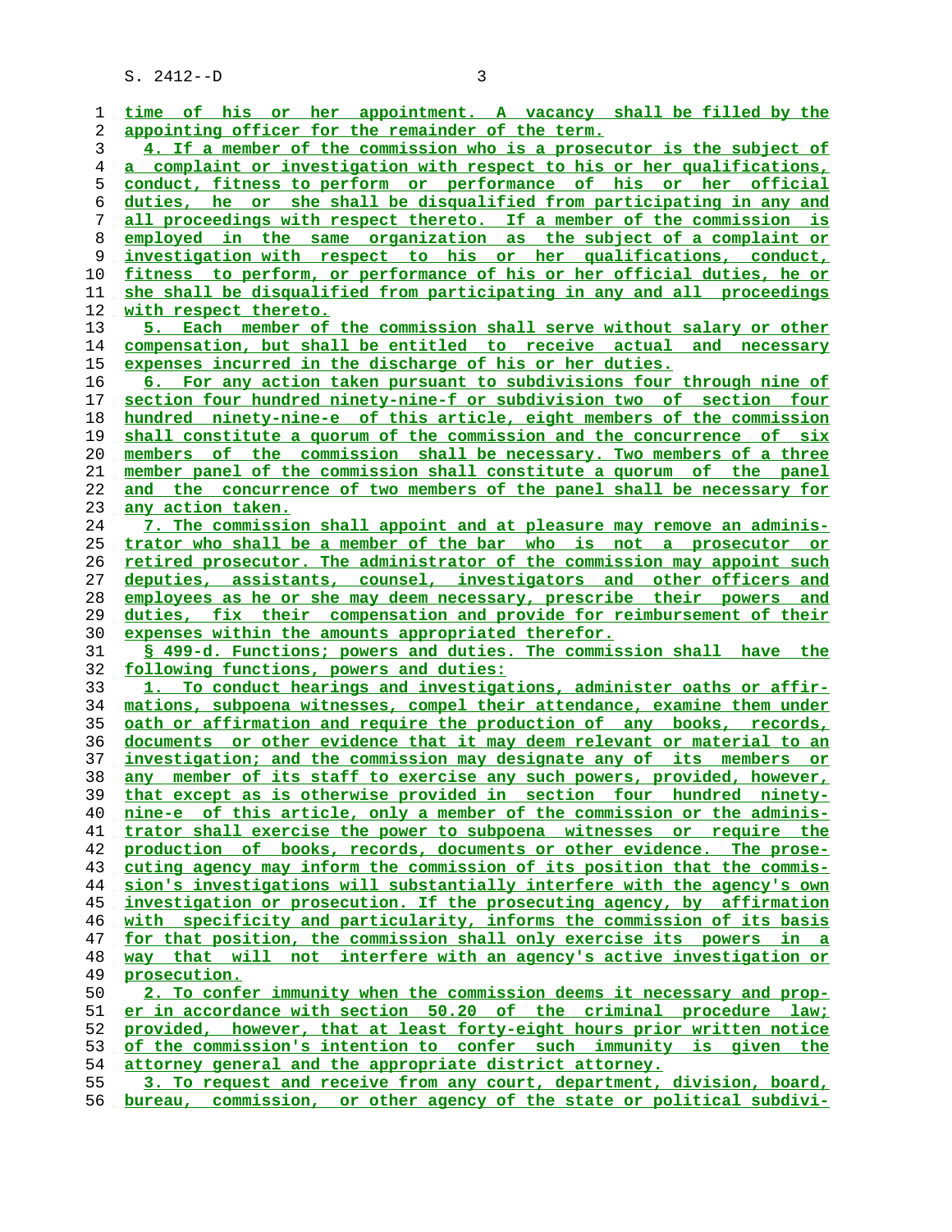time of his or her appointment. A vacancy shall be filled by the appointing officer for the remainder of the term.

4. If a member of the commission who is a prosecutor is the subject of a complaint or investigation with respect to his or her qualifications, conduct, fitness to perform or performance of his or her official duties, he or she shall be disqualified from participating in any and all proceedings with respect thereto. If a member of the commission is employed in the same organization as the subject of a complaint or investigation with respect to his or her qualifications, conduct, fitness to perform, or performance of his or her official duties, he or she shall be disqualified from participating in any and all proceedings with respect thereto.

5. Each member of the commission shall serve without salary or other compensation, but shall be entitled to receive actual and necessary expenses incurred in the discharge of his or her duties.

6. For any action taken pursuant to subdivisions four through nine of section four hundred ninety-nine-f or subdivision two of section four hundred ninety-nine-e of this article, eight members of the commission shall constitute a quorum of the commission and the concurrence of six members of the commission shall be necessary. Two members of a three member panel of the commission shall constitute a quorum of the panel and the concurrence of two members of the panel shall be necessary for any action taken.

7. The commission shall appoint and at pleasure may remove an administrator who shall be a member of the bar who is not a prosecutor or retired prosecutor. The administrator of the commission may appoint such deputies, assistants, counsel, investigators and other officers and employees as he or she may deem necessary, prescribe their powers and duties, fix their compensation and provide for reimbursement of their expenses within the amounts appropriated therefor.

§ 499-d. Functions; powers and duties. The commission shall have the following functions, powers and duties:

1. To conduct hearings and investigations, administer oaths or affirmations, subpoena witnesses, compel their attendance, examine them under oath or affirmation and require the production of any books, records, documents or other evidence that it may deem relevant or material to an investigation; and the commission may designate any of its members or any member of its staff to exercise any such powers, provided, however, that except as is otherwise provided in section four hundred ninety-nine-e of this article, only a member of the commission or the administrator shall exercise the power to subpoena witnesses or require the production of books, records, documents or other evidence. The prosecuting agency may inform the commission of its position that the commission's investigations will substantially interfere with the agency's own investigation or prosecution. If the prosecuting agency, by affirmation with specificity and particularity, informs the commission of its basis for that position, the commission shall only exercise its powers in a way that will not interfere with an agency's active investigation or prosecution.

2. To confer immunity when the commission deems it necessary and proper in accordance with section 50.20 of the criminal procedure law; provided, however, that at least forty-eight hours prior written notice of the commission's intention to confer such immunity is given the attorney general and the appropriate district attorney.

3. To request and receive from any court, department, division, board, bureau, commission, or other agency of the state or political subdivi-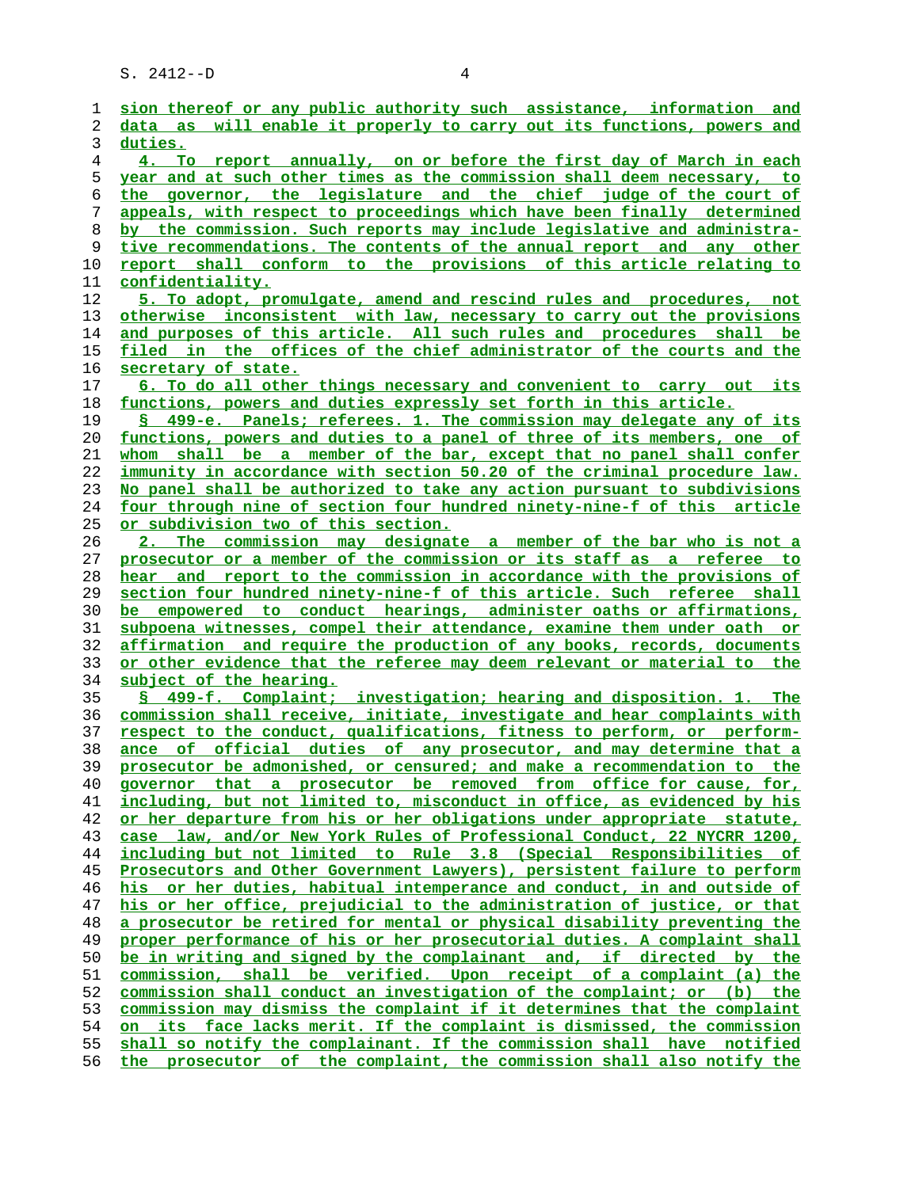sion thereof or any public authority such assistance, information and data as will enable it properly to carry out its functions, powers and duties.

4. To report annually, on or before the first day of March in each year and at such other times as the commission shall deem necessary, to the governor, the legislature and the chief judge of the court of appeals, with respect to proceedings which have been finally determined by the commission. Such reports may include legislative and administrative recommendations. The contents of the annual report and any other report shall conform to the provisions of this article relating to confidentiality.

5. To adopt, promulgate, amend and rescind rules and procedures, not otherwise inconsistent with law, necessary to carry out the provisions and purposes of this article. All such rules and procedures shall be filed in the offices of the chief administrator of the courts and the secretary of state.

6. To do all other things necessary and convenient to carry out its functions, powers and duties expressly set forth in this article.

§ 499-e. Panels; referees. 1. The commission may delegate any of its functions, powers and duties to a panel of three of its members, one of whom shall be a member of the bar, except that no panel shall confer immunity in accordance with section 50.20 of the criminal procedure law. No panel shall be authorized to take any action pursuant to subdivisions four through nine of section four hundred ninety-nine-f of this article or subdivision two of this section.

2. The commission may designate a member of the bar who is not a prosecutor or a member of the commission or its staff as a referee to hear and report to the commission in accordance with the provisions of section four hundred ninety-nine-f of this article. Such referee shall be empowered to conduct hearings, administer oaths or affirmations, subpoena witnesses, compel their attendance, examine them under oath or affirmation and require the production of any books, records, documents or other evidence that the referee may deem relevant or material to the subject of the hearing.

§ 499-f. Complaint; investigation; hearing and disposition. 1. The commission shall receive, initiate, investigate and hear complaints with respect to the conduct, qualifications, fitness to perform, or performance of official duties of any prosecutor, and may determine that a prosecutor be admonished, or censured; and make a recommendation to the governor that a prosecutor be removed from office for cause, for, including, but not limited to, misconduct in office, as evidenced by his or her departure from his or her obligations under appropriate statute, case law, and/or New York Rules of Professional Conduct, 22 NYCRR 1200, including but not limited to Rule 3.8 (Special Responsibilities of Prosecutors and Other Government Lawyers), persistent failure to perform his or her duties, habitual intemperance and conduct, in and outside of his or her office, prejudicial to the administration of justice, or that a prosecutor be retired for mental or physical disability preventing the proper performance of his or her prosecutorial duties. A complaint shall be in writing and signed by the complainant and, if directed by the commission, shall be verified. Upon receipt of a complaint (a) the commission shall conduct an investigation of the complaint; or (b) the commission may dismiss the complaint if it determines that the complaint on its face lacks merit. If the complaint is dismissed, the commission shall so notify the complainant. If the commission shall have notified the prosecutor of the complaint, the commission shall also notify the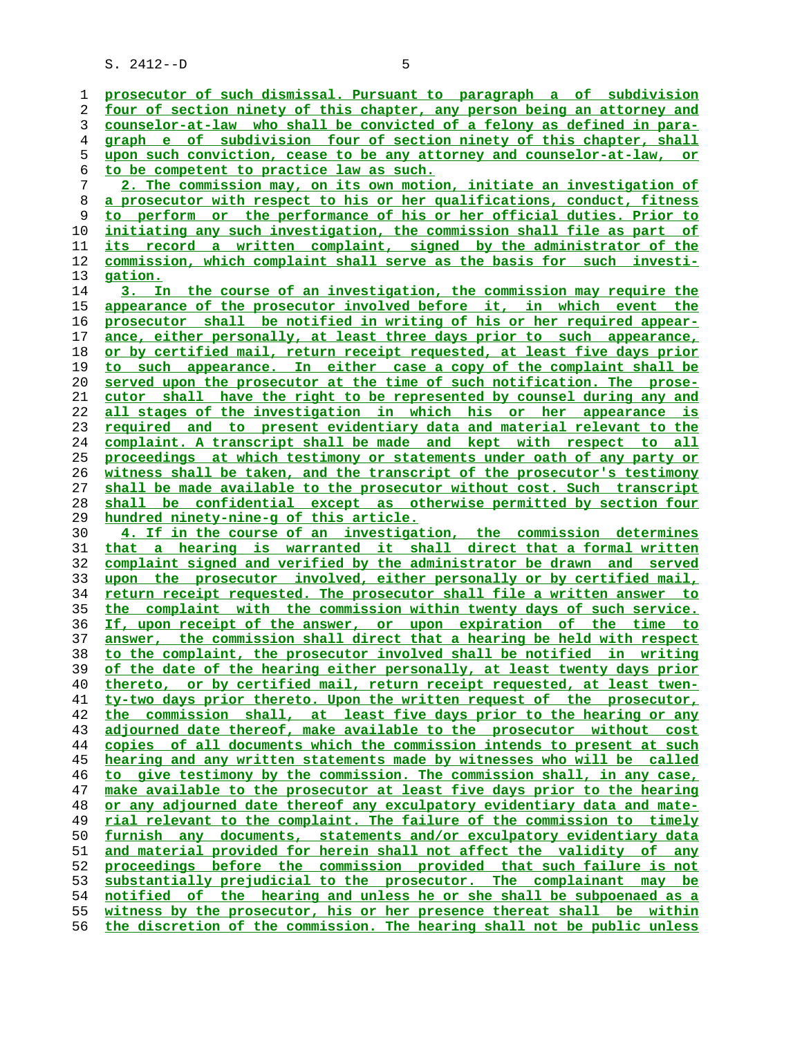prosecutor of such dismissal. Pursuant to paragraph a of subdivision four of section ninety of this chapter, any person being an attorney and counselor-at-law who shall be convicted of a felony as defined in paragraph e of subdivision four of section ninety of this chapter, shall upon such conviction, cease to be any attorney and counselor-at-law, or to be competent to practice law as such.

2. The commission may, on its own motion, initiate an investigation of a prosecutor with respect to his or her qualifications, conduct, fitness to perform or the performance of his or her official duties. Prior to initiating any such investigation, the commission shall file as part of its record a written complaint, signed by the administrator of the commission, which complaint shall serve as the basis for such investigation.

3. In the course of an investigation, the commission may require the appearance of the prosecutor involved before it, in which event the prosecutor shall be notified in writing of his or her required appearance, either personally, at least three days prior to such appearance, or by certified mail, return receipt requested, at least five days prior to such appearance. In either case a copy of the complaint shall be served upon the prosecutor at the time of such notification. The prosecutor shall have the right to be represented by counsel during any and all stages of the investigation in which his or her appearance is required and to present evidentiary data and material relevant to the complaint. A transcript shall be made and kept with respect to all proceedings at which testimony or statements under oath of any party or witness shall be taken, and the transcript of the prosecutor's testimony shall be made available to the prosecutor without cost. Such transcript shall be confidential except as otherwise permitted by section four hundred ninety-nine-g of this article.

4. If in the course of an investigation, the commission determines that a hearing is warranted it shall direct that a formal written complaint signed and verified by the administrator be drawn and served upon the prosecutor involved, either personally or by certified mail, return receipt requested. The prosecutor shall file a written answer to the complaint with the commission within twenty days of such service. If, upon receipt of the answer, or upon expiration of the time to answer, the commission shall direct that a hearing be held with respect to the complaint, the prosecutor involved shall be notified in writing of the date of the hearing either personally, at least twenty days prior thereto, or by certified mail, return receipt requested, at least twenty-two days prior thereto. Upon the written request of the prosecutor, the commission shall, at least five days prior to the hearing or any adjourned date thereof, make available to the prosecutor without cost copies of all documents which the commission intends to present at such hearing and any written statements made by witnesses who will be called to give testimony by the commission. The commission shall, in any case, make available to the prosecutor at least five days prior to the hearing or any adjourned date thereof any exculpatory evidentiary data and material relevant to the complaint. The failure of the commission to timely furnish any documents, statements and/or exculpatory evidentiary data and material provided for herein shall not affect the validity of any proceedings before the commission provided that such failure is not substantially prejudicial to the prosecutor. The complainant may be notified of the hearing and unless he or she shall be subpoenaed as a witness by the prosecutor, his or her presence thereat shall be within the discretion of the commission. The hearing shall not be public unless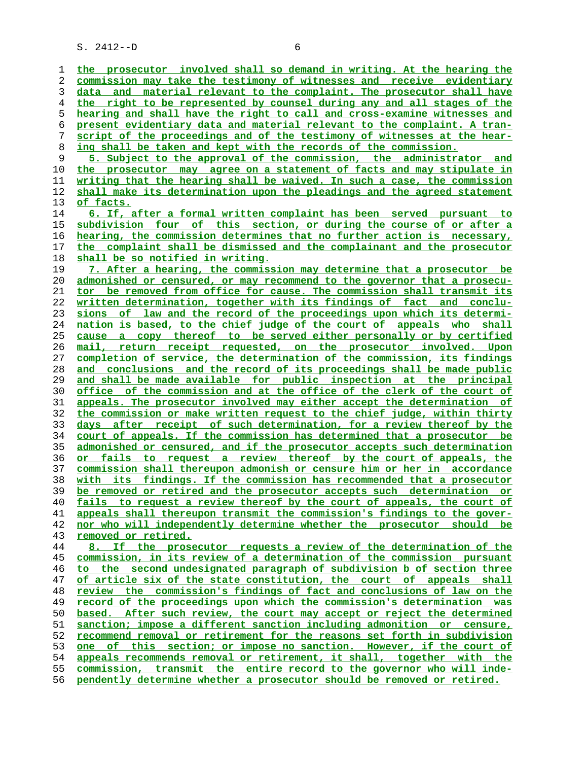the prosecutor involved shall so demand in writing. At the hearing the commission may take the testimony of witnesses and receive evidentiary data and material relevant to the complaint. The prosecutor shall have the right to be represented by counsel during any and all stages of the hearing and shall have the right to call and cross-examine witnesses and present evidentiary data and material relevant to the complaint. A transcript of the proceedings and of the testimony of witnesses at the hearing shall be taken and kept with the records of the commission.

5. Subject to the approval of the commission, the administrator and the prosecutor may agree on a statement of facts and may stipulate in writing that the hearing shall be waived. In such a case, the commission shall make its determination upon the pleadings and the agreed statement of facts.

6. If, after a formal written complaint has been served pursuant to subdivision four of this section, or during the course of or after a hearing, the commission determines that no further action is necessary, the complaint shall be dismissed and the complainant and the prosecutor shall be so notified in writing.

7. After a hearing, the commission may determine that a prosecutor be admonished or censured, or may recommend to the governor that a prosecutor be removed from office for cause. The commission shall transmit its written determination, together with its findings of fact and conclusions of law and the record of the proceedings upon which its determination is based, to the chief judge of the court of appeals who shall cause a copy thereof to be served either personally or by certified mail, return receipt requested, on the prosecutor involved. Upon completion of service, the determination of the commission, its findings and conclusions and the record of its proceedings shall be made public and shall be made available for public inspection at the principal office of the commission and at the office of the clerk of the court of appeals. The prosecutor involved may either accept the determination of the commission or make written request to the chief judge, within thirty days after receipt of such determination, for a review thereof by the court of appeals. If the commission has determined that a prosecutor be admonished or censured, and if the prosecutor accepts such determination or fails to request a review thereof by the court of appeals, the commission shall thereupon admonish or censure him or her in accordance with its findings. If the commission has recommended that a prosecutor be removed or retired and the prosecutor accepts such determination or fails to request a review thereof by the court of appeals, the court of appeals shall thereupon transmit the commission's findings to the governor who will independently determine whether the prosecutor should be removed or retired.

8. If the prosecutor requests a review of the determination of the commission, in its review of a determination of the commission pursuant to the second undesignated paragraph of subdivision b of section three of article six of the state constitution, the court of appeals shall review the commission's findings of fact and conclusions of law on the record of the proceedings upon which the commission's determination was based. After such review, the court may accept or reject the determined sanction; impose a different sanction including admonition or censure, recommend removal or retirement for the reasons set forth in subdivision one of this section; or impose no sanction. However, if the court of appeals recommends removal or retirement, it shall, together with the commission, transmit the entire record to the governor who will independently determine whether a prosecutor should be removed or retired.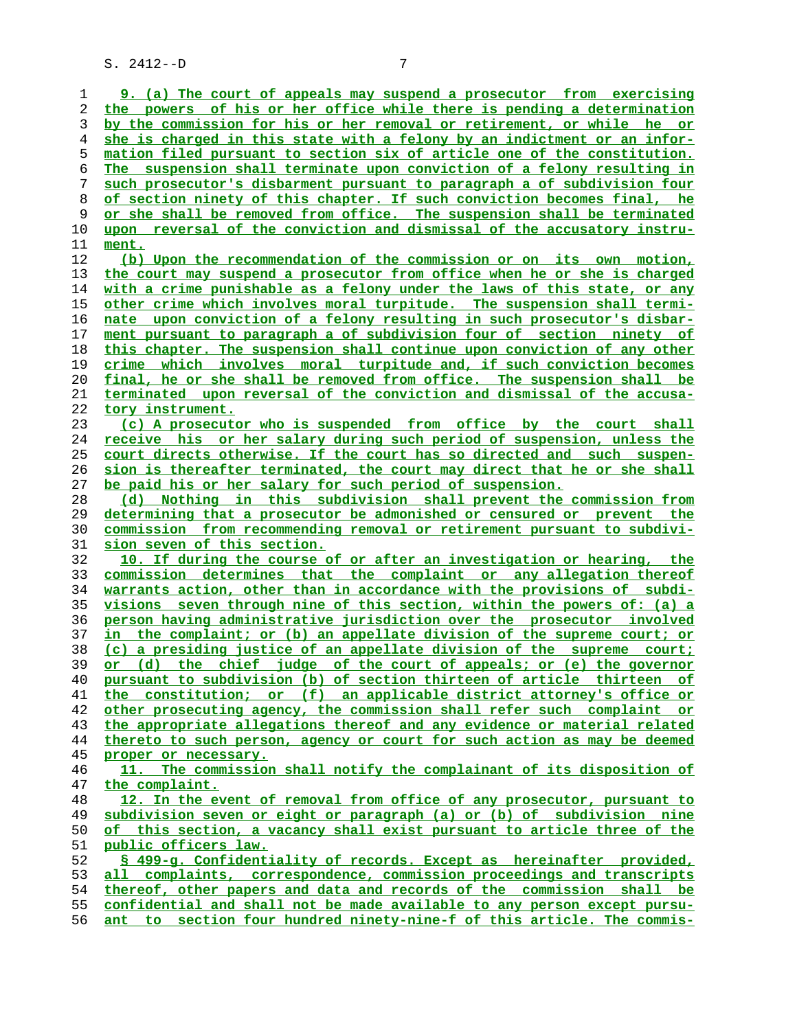9. (a) The court of appeals may suspend a prosecutor from exercising the powers of his or her office while there is pending a determination by the commission for his or her removal or retirement, or while he or she is charged in this state with a felony by an indictment or an information filed pursuant to section six of article one of the constitution. The suspension shall terminate upon conviction of a felony resulting in such prosecutor's disbarment pursuant to paragraph a of subdivision four of section ninety of this chapter. If such conviction becomes final, he or she shall be removed from office. The suspension shall be terminated upon reversal of the conviction and dismissal of the accusatory instrument.

(b) Upon the recommendation of the commission or on its own motion, the court may suspend a prosecutor from office when he or she is charged with a crime punishable as a felony under the laws of this state, or any other crime which involves moral turpitude. The suspension shall terminate upon conviction of a felony resulting in such prosecutor's disbarment pursuant to paragraph a of subdivision four of section ninety of this chapter. The suspension shall continue upon conviction of any other crime which involves moral turpitude and, if such conviction becomes final, he or she shall be removed from office. The suspension shall be terminated upon reversal of the conviction and dismissal of the accusatory instrument.

(c) A prosecutor who is suspended from office by the court shall receive his or her salary during such period of suspension, unless the court directs otherwise. If the court has so directed and such suspension is thereafter terminated, the court may direct that he or she shall be paid his or her salary for such period of suspension.

(d) Nothing in this subdivision shall prevent the commission from determining that a prosecutor be admonished or censured or prevent the commission from recommending removal or retirement pursuant to subdivision seven of this section.

10. If during the course of or after an investigation or hearing, the commission determines that the complaint or any allegation thereof warrants action, other than in accordance with the provisions of subdivisions seven through nine of this section, within the powers of: (a) a person having administrative jurisdiction over the prosecutor involved in the complaint; or (b) an appellate division of the supreme court; or (c) a presiding justice of an appellate division of the supreme court; or (d) the chief judge of the court of appeals; or (e) the governor pursuant to subdivision (b) of section thirteen of article thirteen of the constitution; or (f) an applicable district attorney's office or other prosecuting agency, the commission shall refer such complaint or the appropriate allegations thereof and any evidence or material related thereto to such person, agency or court for such action as may be deemed proper or necessary.

11. The commission shall notify the complainant of its disposition of the complaint.

12. In the event of removal from office of any prosecutor, pursuant to subdivision seven or eight or paragraph (a) or (b) of subdivision nine of this section, a vacancy shall exist pursuant to article three of the public officers law.

§ 499-g. Confidentiality of records. Except as hereinafter provided, all complaints, correspondence, commission proceedings and transcripts thereof, other papers and data and records of the commission shall be confidential and shall not be made available to any person except pursuant to section four hundred ninety-nine-f of this article. The commis-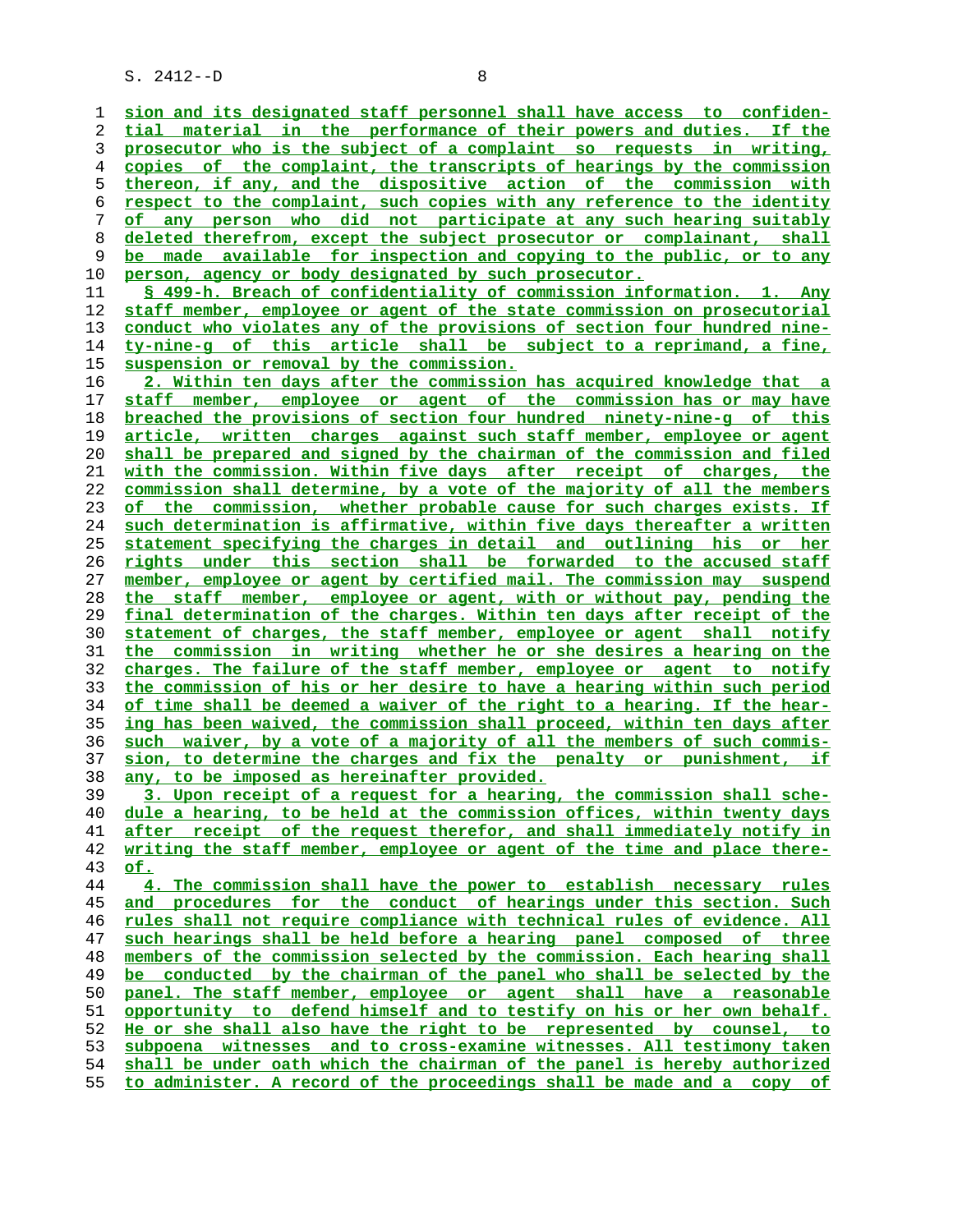sion and its designated staff personnel shall have access to confidential material in the performance of their powers and duties. If the prosecutor who is the subject of a complaint so requests in writing, copies of the complaint, the transcripts of hearings by the commission thereon, if any, and the dispositive action of the commission with respect to the complaint, such copies with any reference to the identity of any person who did not participate at any such hearing suitably deleted therefrom, except the subject prosecutor or complainant, shall be made available for inspection and copying to the public, or to any person, agency or body designated by such prosecutor.

§ 499-h. Breach of confidentiality of commission information. 1. Any staff member, employee or agent of the state commission on prosecutorial conduct who violates any of the provisions of section four hundred ninety-nine-g of this article shall be subject to a reprimand, a fine, suspension or removal by the commission.

2. Within ten days after the commission has acquired knowledge that a staff member, employee or agent of the commission has or may have breached the provisions of section four hundred ninety-nine-g of this article, written charges against such staff member, employee or agent shall be prepared and signed by the chairman of the commission and filed with the commission. Within five days after receipt of charges, the commission shall determine, by a vote of the majority of all the members of the commission, whether probable cause for such charges exists. If such determination is affirmative, within five days thereafter a written statement specifying the charges in detail and outlining his or her rights under this section shall be forwarded to the accused staff member, employee or agent by certified mail. The commission may suspend the staff member, employee or agent, with or without pay, pending the final determination of the charges. Within ten days after receipt of the statement of charges, the staff member, employee or agent shall notify the commission in writing whether he or she desires a hearing on the charges. The failure of the staff member, employee or agent to notify the commission of his or her desire to have a hearing within such period of time shall be deemed a waiver of the right to a hearing. If the hearing has been waived, the commission shall proceed, within ten days after such waiver, by a vote of a majority of all the members of such commission, to determine the charges and fix the penalty or punishment, if any, to be imposed as hereinafter provided.

3. Upon receipt of a request for a hearing, the commission shall schedule a hearing, to be held at the commission offices, within twenty days after receipt of the request therefor, and shall immediately notify in writing the staff member, employee or agent of the time and place thereof.

4. The commission shall have the power to establish necessary rules and procedures for the conduct of hearings under this section. Such rules shall not require compliance with technical rules of evidence. All such hearings shall be held before a hearing panel composed of three members of the commission selected by the commission. Each hearing shall be conducted by the chairman of the panel who shall be selected by the panel. The staff member, employee or agent shall have a reasonable opportunity to defend himself and to testify on his or her own behalf. He or she shall also have the right to be represented by counsel, to subpoena witnesses and to cross-examine witnesses. All testimony taken shall be under oath which the chairman of the panel is hereby authorized to administer. A record of the proceedings shall be made and a copy of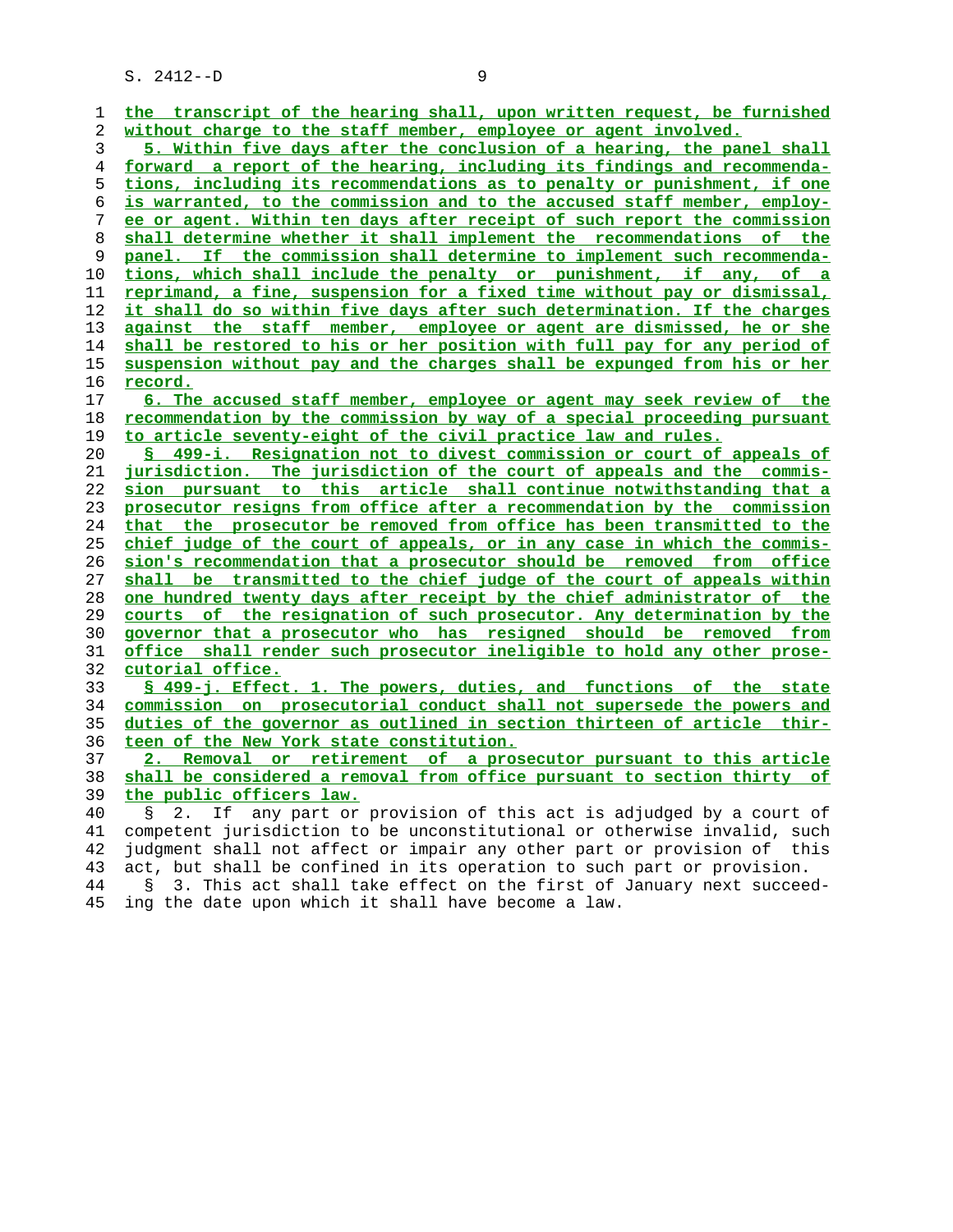the transcript of the hearing shall, upon written request, be furnished without charge to the staff member, employee or agent involved.

5. Within five days after the conclusion of a hearing, the panel shall forward a report of the hearing, including its findings and recommendations, including its recommendations as to penalty or punishment, if one is warranted, to the commission and to the accused staff member, employee or agent. Within ten days after receipt of such report the commission shall determine whether it shall implement the recommendations of the panel. If the commission shall determine to implement such recommendations, which shall include the penalty or punishment, if any, of a reprimand, a fine, suspension for a fixed time without pay or dismissal, it shall do so within five days after such determination. If the charges against the staff member, employee or agent are dismissed, he or she shall be restored to his or her position with full pay for any period of suspension without pay and the charges shall be expunged from his or her record.

6. The accused staff member, employee or agent may seek review of the recommendation by the commission by way of a special proceeding pursuant to article seventy-eight of the civil practice law and rules.

§ 499-i. Resignation not to divest commission or court of appeals of jurisdiction. The jurisdiction of the court of appeals and the commission pursuant to this article shall continue notwithstanding that a prosecutor resigns from office after a recommendation by the commission that the prosecutor be removed from office has been transmitted to the chief judge of the court of appeals, or in any case in which the commission's recommendation that a prosecutor should be removed from office shall be transmitted to the chief judge of the court of appeals within one hundred twenty days after receipt by the chief administrator of the courts of the resignation of such prosecutor. Any determination by the governor that a prosecutor who has resigned should be removed from office shall render such prosecutor ineligible to hold any other prosecutorial office.

§ 499-j. Effect. 1. The powers, duties, and functions of the state commission on prosecutorial conduct shall not supersede the powers and duties of the governor as outlined in section thirteen of article thirteen of the New York state constitution.

2. Removal or retirement of a prosecutor pursuant to this article shall be considered a removal from office pursuant to section thirty of the public officers law.

§ 2. If any part or provision of this act is adjudged by a court of competent jurisdiction to be unconstitutional or otherwise invalid, such judgment shall not affect or impair any other part or provision of this act, but shall be confined in its operation to such part or provision.

§ 3. This act shall take effect on the first of January next succeeding the date upon which it shall have become a law.